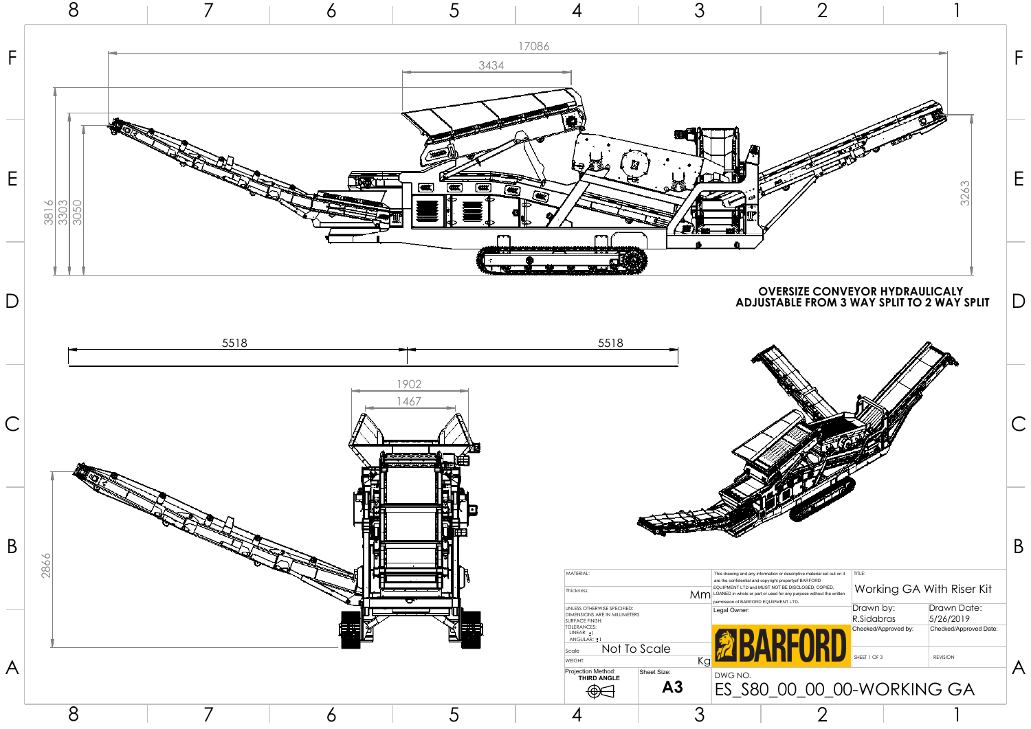17086

3434

3816

3303

3050

3263

**OVERSIZE CONVEYOR HYDRAULICALY ADJUSTABLE FROM 3 WAY SPLIT TO 2 WAY SPLIT**

5518

5518

1902

1467

2866

| | | | |
|---|---|---|---|
| MATERIAL: | This drawing and any information or descriptive material set out on it are the confidential and copyright propertyof BARFORD EQUIPMENT LTD and MUST NOT BE DISCLOSED, COPIED, LOANED in whole or part or used for any purpose without the written permission of BARFORD EQUIPMENT LTD. | TITLE: Working GA With Riser Kit | |
| Thickness: Mm | | | |
| UNLESS OTHERWISE SPECIFIED: DIMENSIONS ARE IN MILLIMETERS SURFACE FINISH: TOLERANCES: LINEAR: ± ANGULAR: ±1 | Legal Owner: BARFORD | Drawn by: R.Sidabras | Drawn Date: 5/26/2019 |
| | | Checked/Approved by: | Checked/Approved Date: |
| Scale: Not To Scale | | SHEET 1 OF 3 | REVISION |
| WEIGHT: Kg | | | |
| Projection Method: THIRD ANGLE | Sheet Size: A3 | DWG NO. ES_S80_00_00_00-WORKING GA | |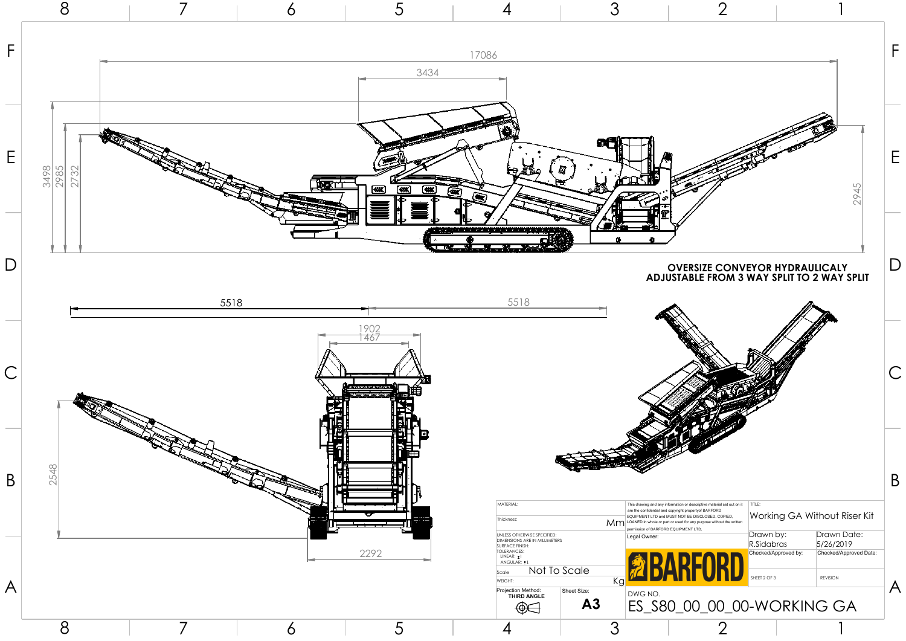OVERSIZE CONVEYOR HYDRAULICALY ADJUSTABLE FROM 3 WAY SPLIT TO 2 WAY SPLIT

17086

3434

3498

2985

2732

2945

5518

5518

1902

1467

2548

2292

| | | | |
|---|---|---|---|
| MATERIAL: | This drawing and any information or descriptive material set out on it are the confidential and copyright propertyof BARFORD EQUIPMENT LTD and MUST NOT BE DISCLOSED, COPIED, LOANED in whole or part or used for any purpose without the written permission of BARFORD EQUIPMENT LTD. | TITLE: Working GA Without Riser Kit | |
| Thickness: Mm | | | |
| UNLESS OTHERWISE SPECIFIED: DIMENSIONS ARE IN MILLIMETERS SURFACE FINISH: TOLERANCES: LINEAR: ± ANGULAR: ±1 | Legal Owner: BARFORD | Drawn by: R.Sidabras | Drawn Date: 5/26/2019 |
| | | Checked/Approved by: | Checked/Approved Date: |
| Scale: Not To Scale | | SHEET 2 OF 3 | REVISION |
| WEIGHT: Kg | | | |
| Projection Method: THIRD ANGLE | Sheet Size: A3 | DWG NO. ES_S80_00_00_00-WORKING GA | |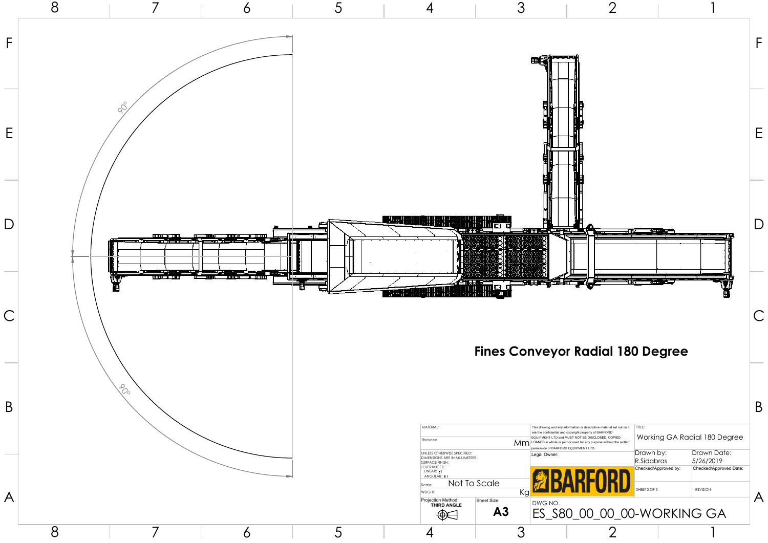90°

90°

**Fines Conveyor Radial 180 Degree**

| | | | | |
|---|---|---|---|---|
| MATERIAL: | | This drawing and any information or descriptive material set out on it are the confidential and copyright property of BARFORD EQUIPMENT LTD and MUST NOT BE DISCLOSED, COPIED, LOANED in whole or part or used for any purpose without the written permission of BARFORD EQUIPMENT LTD. | TITLE: Working GA Radial 180 Degree | |
| Thickness: | Mm | | | |
| UNLESS OTHERWISE SPECIFIED: DIMENSIONS ARE IN MILLIMETERS SURFACE FINISH: TOLERANCES: LINEAR: ±1 ANGULAR: ±1 | | Legal Owner: BARFORD | Drawn by: R.Sidabras | Drawn Date: 5/26/2019 |
| | | | Checked/Approved by: | Checked/Approved Date: |
| Scale: Not To Scale | | | SHEET 3 OF 3 | REVISION |
| WEIGHT: | Kg | | | |
| Projection Method: THIRD ANGLE | Sheet Size: A3 | DWG NO. ES_S80_00_00_00-WORKING GA | | |